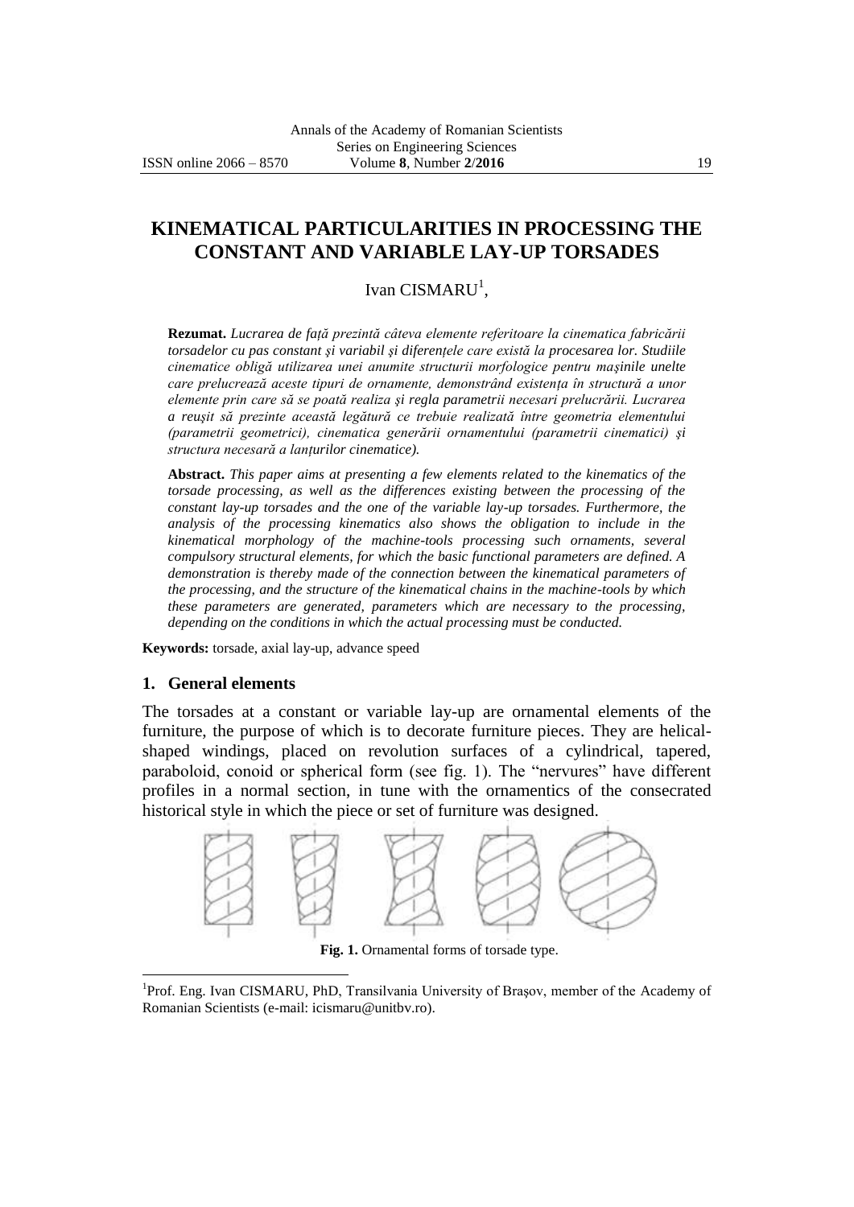# KINEMATICAL PARTICULARITIES IN PROCESSING THE CONSTANT AND VARIABLE LAY-UP TORSADES

Ivan CISMARU[1],

**Rezumat.** *Lucrarea de față prezintă câteva elemente referitoare la cinematica fabricării torsadelor cu pas constant şi variabil şi diferențele care există la procesarea lor. Studiile cinematice obligă utilizarea unei anumite structurii morfologice pentru maşinile unelte care prelucrează aceste tipuri de ornamente, demonstrând existența în structură a unor elemente prin care să se poată realiza şi regla parametrii necesari prelucrării. Lucrarea a reuşit să prezinte această legătură ce trebuie realizată între geometria elementului (parametrii geometrici), cinematica generării ornamentului (parametrii cinematici) şi structura necesară a lanțurilor cinematice).*

**Abstract.** *This paper aims at presenting a few elements related to the kinematics of the torsade processing, as well as the differences existing between the processing of the constant lay-up torsades and the one of the variable lay-up torsades. Furthermore, the analysis of the processing kinematics also shows the obligation to include in the kinematical morphology of the machine-tools processing such ornaments, several compulsory structural elements, for which the basic functional parameters are defined. A demonstration is thereby made of the connection between the kinematical parameters of the processing, and the structure of the kinematical chains in the machine-tools by which these parameters are generated, parameters which are necessary to the processing, depending on the conditions in which the actual processing must be conducted.*

**Keywords:** torsade, axial lay-up, advance speed

## 1. General elements

The torsades at a constant or variable lay-up are ornamental elements of the furniture, the purpose of which is to decorate furniture pieces. They are helical-shaped windings, placed on revolution surfaces of a cylindrical, tapered, paraboloid, conoid or spherical form (see fig. 1). The "nervures" have different profiles in a normal section, in tune with the ornamentics of the consecrated historical style in which the piece or set of furniture was designed.

**Fig. 1.** Ornamental forms of torsade type.

[1]Prof. Eng. Ivan CISMARU, PhD, Transilvania University of Braşov, member of the Academy of Romanian Scientists (e-mail: icismaru@unitbv.ro).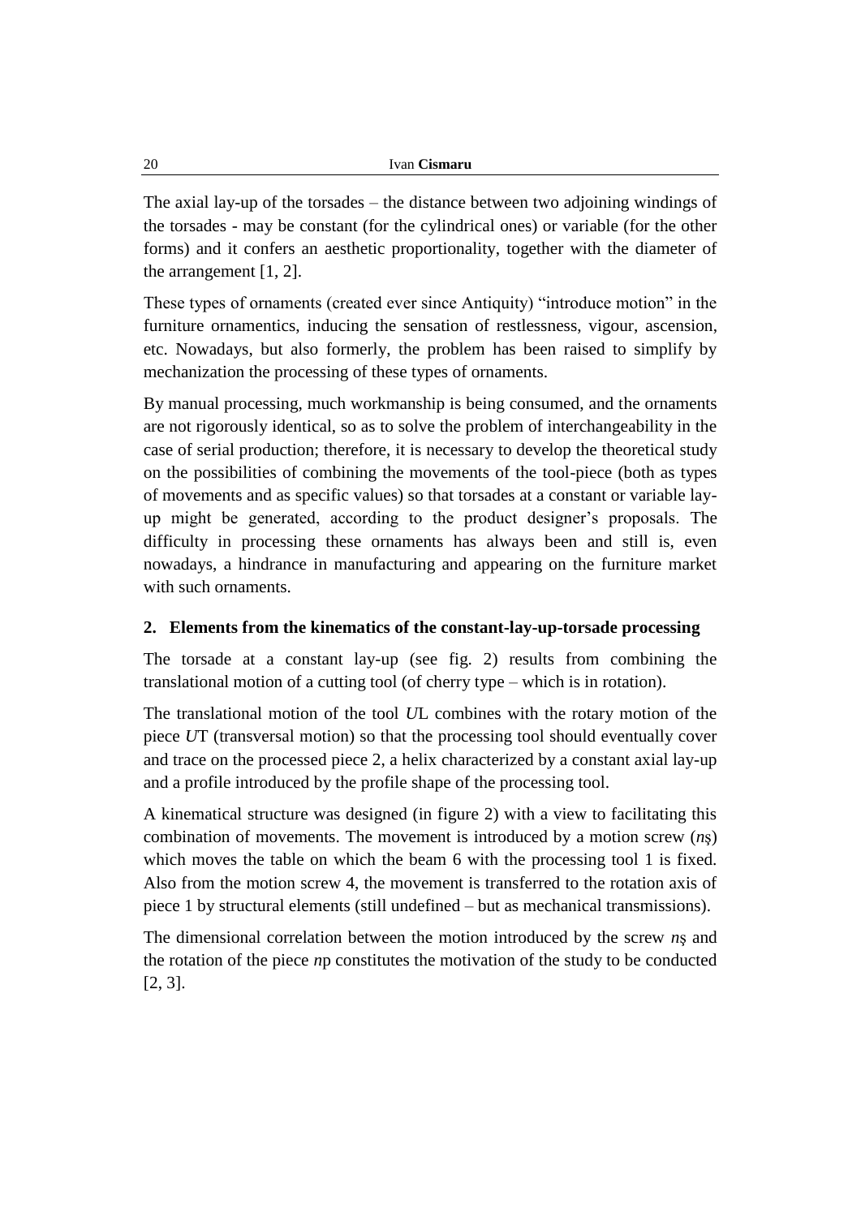The axial lay-up of the torsades – the distance between two adjoining windings of the torsades - may be constant (for the cylindrical ones) or variable (for the other forms) and it confers an aesthetic proportionality, together with the diameter of the arrangement [1, 2].

These types of ornaments (created ever since Antiquity) "introduce motion" in the furniture ornamentics, inducing the sensation of restlessness, vigour, ascension, etc. Nowadays, but also formerly, the problem has been raised to simplify by mechanization the processing of these types of ornaments.

By manual processing, much workmanship is being consumed, and the ornaments are not rigorously identical, so as to solve the problem of interchangeability in the case of serial production; therefore, it is necessary to develop the theoretical study on the possibilities of combining the movements of the tool-piece (both as types of movements and as specific values) so that torsades at a constant or variable lay-up might be generated, according to the product designer's proposals. The difficulty in processing these ornaments has always been and still is, even nowadays, a hindrance in manufacturing and appearing on the furniture market with such ornaments.

## 2. Elements from the kinematics of the constant-lay-up-torsade processing

The torsade at a constant lay-up (see fig. 2) results from combining the translational motion of a cutting tool (of cherry type – which is in rotation).

The translational motion of the tool $U_L$ combines with the rotary motion of the piece $U_T$ (transversal motion) so that the processing tool should eventually cover and trace on the processed piece 2, a helix characterized by a constant axial lay-up and a profile introduced by the profile shape of the processing tool.

A kinematical structure was designed (in figure 2) with a view to facilitating this combination of movements. The movement is introduced by a motion screw ($n_ș$) which moves the table on which the beam 6 with the processing tool 1 is fixed. Also from the motion screw 4, the movement is transferred to the rotation axis of piece 1 by structural elements (still undefined – but as mechanical transmissions).

The dimensional correlation between the motion introduced by the screw $n_ș$ and the rotation of the piece $n_p$ constitutes the motivation of the study to be conducted [2, 3].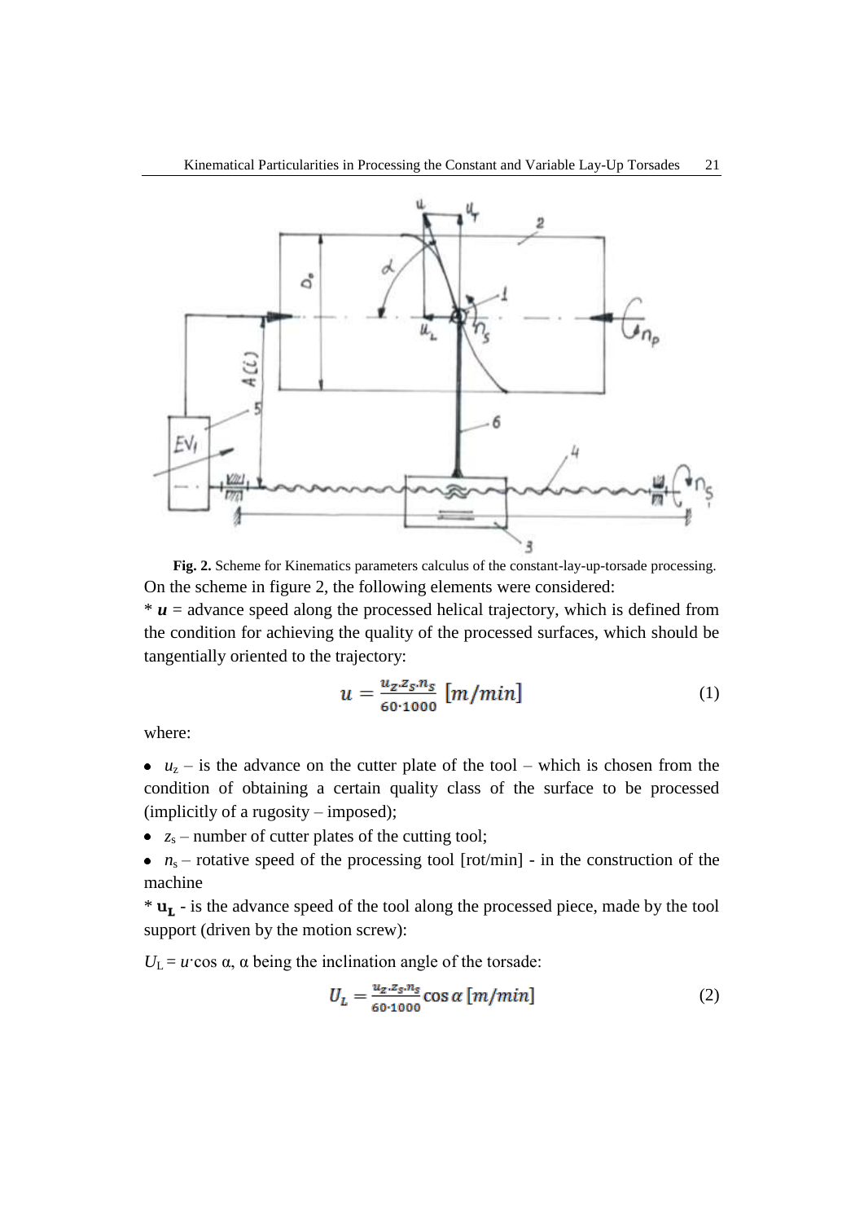**Fig. 2.** Scheme for Kinematics parameters calculus of the constant-lay-up-torsade processing.

On the scheme in figure 2, the following elements were considered:

* ***u*** = advance speed along the processed helical trajectory, which is defined from the condition for achieving the quality of the processed surfaces, which should be tangentially oriented to the trajectory:

$$u = \frac{u_z \cdot z_s \cdot n_s}{60 \cdot 1000} \ [m/min] \tag{1}$$

where:

- $u_z$ – is the advance on the cutter plate of the tool – which is chosen from the condition of obtaining a certain quality class of the surface to be processed (implicitly of a rugosity – imposed);
- $z_s$ – number of cutter plates of the cutting tool;
- $n_s$ – rotative speed of the processing tool [rot/min] - in the construction of the machine

* $\mathbf{u_L}$ - is the advance speed of the tool along the processed piece, made by the tool support (driven by the motion screw):

$U_L = u \cdot \cos \alpha$, $\alpha$ being the inclination angle of the torsade:

$$U_L = \frac{u_z \cdot z_s \cdot n_s}{60 \cdot 1000} \cos \alpha \ [m/min] \tag{2}$$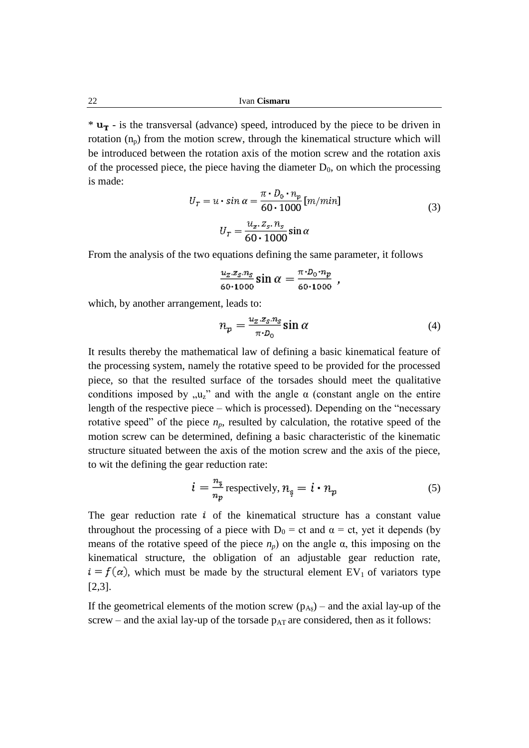* $\mathbf{u_T}$ - is the transversal (advance) speed, introduced by the piece to be driven in rotation ($n_p$) from the motion screw, through the kinematical structure which will be introduced between the rotation axis of the motion screw and the rotation axis of the processed piece, the piece having the diameter $D_0$, on which the processing is made:

$$U_T = u \cdot \sin\alpha = \frac{\pi \cdot D_0 \cdot n_p}{60 \cdot 1000}\,[m/min]$$
$$U_T = \frac{u_z . z_s . n_s}{60 \cdot 1000}\sin\alpha \tag{3}$$

From the analysis of the two equations defining the same parameter, it follows

$$\frac{u_z . z_s . n_s}{60 \cdot 1000}\sin\alpha = \frac{\pi \cdot D_0 \cdot n_p}{60 \cdot 1000},$$

which, by another arrangement, leads to:

$$n_p = \frac{u_z . z_s . n_s}{\pi \cdot D_0}\sin\alpha \tag{4}$$

It results thereby the mathematical law of defining a basic kinematical feature of the processing system, namely the rotative speed to be provided for the processed piece, so that the resulted surface of the torsades should meet the qualitative conditions imposed by „$u_z$" and with the angle α (constant angle on the entire length of the respective piece – which is processed). Depending on the "necessary rotative speed" of the piece $n_p$, resulted by calculation, the rotative speed of the motion screw can be determined, defining a basic characteristic of the kinematic structure situated between the axis of the motion screw and the axis of the piece, to wit the defining the gear reduction rate:

$$i = \frac{n_ș}{n_p} \text{ respectively, } n_ș = i \cdot n_p \tag{5}$$

The gear reduction rate $i$ of the kinematical structure has a constant value throughout the processing of a piece with $D_0$ = ct and α = ct, yet it depends (by means of the rotative speed of the piece $n_p$) on the angle α, this imposing on the kinematical structure, the obligation of an adjustable gear reduction rate, $i = f(\alpha)$, which must be made by the structural element $EV_1$ of variators type [2,3].

If the geometrical elements of the motion screw ($p_{Aș}$) – and the axial lay-up of the screw – and the axial lay-up of the torsade $p_{AT}$ are considered, then as it follows: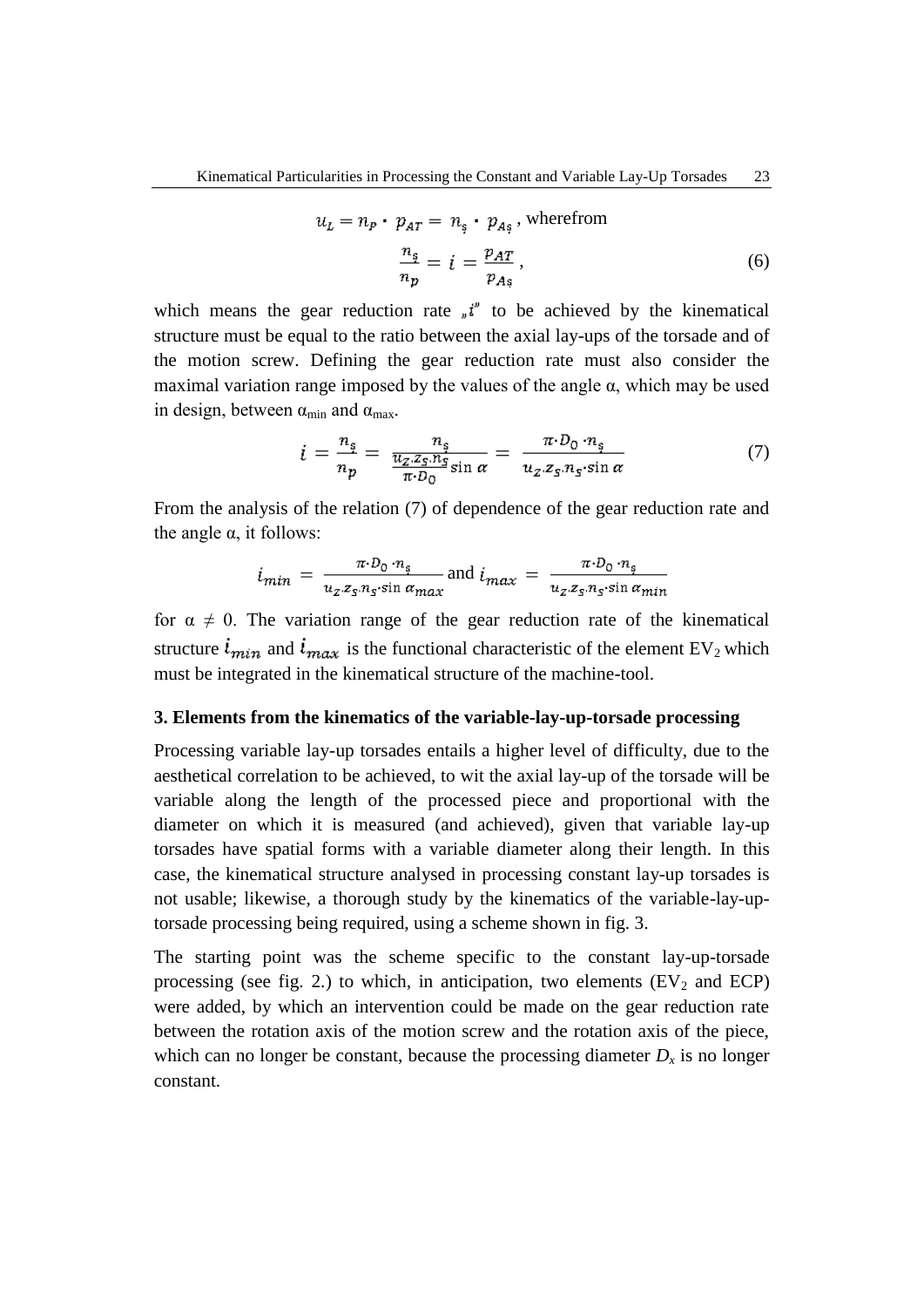$$u_L = n_P \cdot p_{AT} = n_ș \cdot p_{Aș}\text{, wherefrom}$$

$$\frac{n_ș}{n_p} = i = \frac{p_{AT}}{p_{Aș}}, \tag{6}$$

which means the gear reduction rate „$i$" to be achieved by the kinematical structure must be equal to the ratio between the axial lay-ups of the torsade and of the motion screw. Defining the gear reduction rate must also consider the maximal variation range imposed by the values of the angle $\alpha$, which may be used in design, between $\alpha_{min}$ and $\alpha_{max}$.

$$i = \frac{n_ș}{n_p} = \frac{n_ș}{\frac{u_Z \cdot z_S \cdot n_S}{\pi \cdot D_0} \sin \alpha} = \frac{\pi \cdot D_0 \cdot n_ș}{u_Z \cdot z_S \cdot n_S \cdot \sin \alpha} \tag{7}$$

From the analysis of the relation (7) of dependence of the gear reduction rate and the angle $\alpha$, it follows:

$$i_{min} = \frac{\pi \cdot D_0 \cdot n_ș}{u_Z \cdot z_S \cdot n_S \cdot \sin \alpha_{max}} \text{ and } i_{max} = \frac{\pi \cdot D_0 \cdot n_ș}{u_Z \cdot z_S \cdot n_S \cdot \sin \alpha_{min}}$$

for $\alpha \neq 0$. The variation range of the gear reduction rate of the kinematical structure $i_{min}$ and $i_{max}$ is the functional characteristic of the element $EV_2$ which must be integrated in the kinematical structure of the machine-tool.

### 3. Elements from the kinematics of the variable-lay-up-torsade processing

Processing variable lay-up torsades entails a higher level of difficulty, due to the aesthetical correlation to be achieved, to wit the axial lay-up of the torsade will be variable along the length of the processed piece and proportional with the diameter on which it is measured (and achieved), given that variable lay-up torsades have spatial forms with a variable diameter along their length. In this case, the kinematical structure analysed in processing constant lay-up torsades is not usable; likewise, a thorough study by the kinematics of the variable-lay-up-torsade processing being required, using a scheme shown in fig. 3.

The starting point was the scheme specific to the constant lay-up-torsade processing (see fig. 2.) to which, in anticipation, two elements ($EV_2$ and ECP) were added, by which an intervention could be made on the gear reduction rate between the rotation axis of the motion screw and the rotation axis of the piece, which can no longer be constant, because the processing diameter $D_x$ is no longer constant.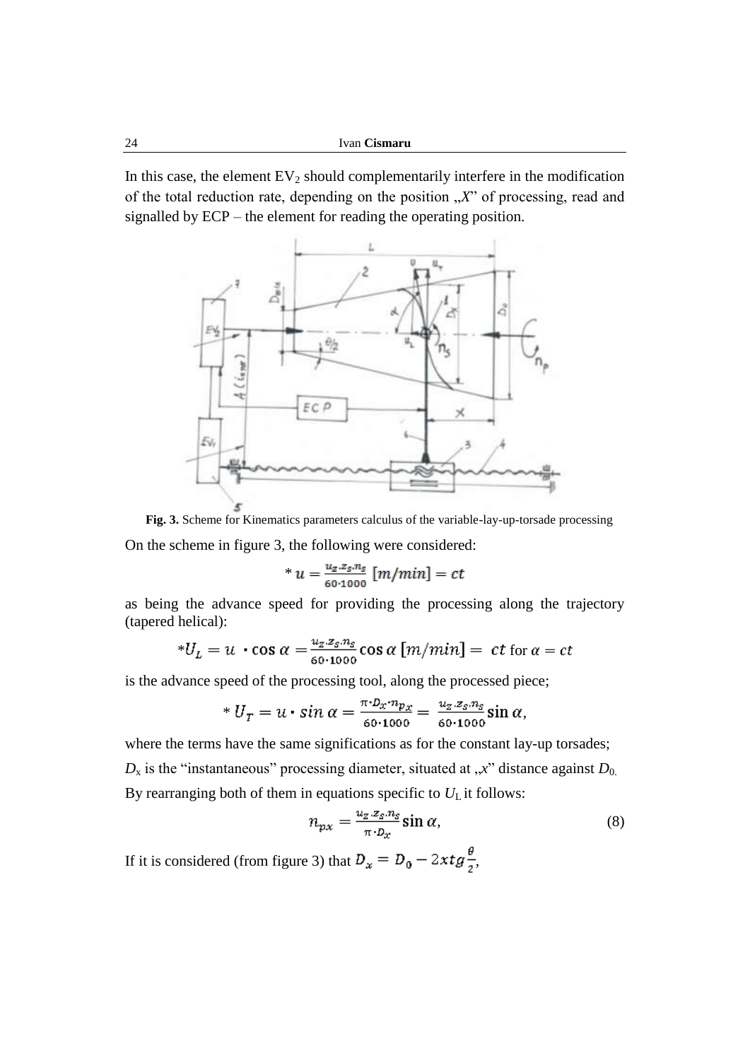In this case, the element $EV_2$ should complementarily interfere in the modification of the total reduction rate, depending on the position „$X$" of processing, read and signalled by ECP – the element for reading the operating position.

**Fig. 3.** Scheme for Kinematics parameters calculus of the variable-lay-up-torsade processing

On the scheme in figure 3, the following were considered:

$$* \, u = \frac{u_z . z_s . n_s}{60 \cdot 1000} \, [m/min] = ct$$

as being the advance speed for providing the processing along the trajectory (tapered helical):

$$* U_L = u \cdot \cos\alpha = \frac{u_z . z_s . n_s}{60 \cdot 1000} \cos\alpha \, [m/min] = ct \text{ for } \alpha = ct$$

is the advance speed of the processing tool, along the processed piece;

$$* \, U_T = u \cdot \sin\alpha = \frac{\pi \cdot D_x \cdot n_{p_x}}{60 \cdot 1000} = \frac{u_z . z_s . n_s}{60 \cdot 1000} \sin\alpha,$$

where the terms have the same significations as for the constant lay-up torsades;

$D_x$ is the "instantaneous" processing diameter, situated at „$x$" distance against $D_0$.

By rearranging both of them in equations specific to $U_L$ it follows:

$$n_{px} = \frac{u_z . z_s . n_s}{\pi \cdot D_x} \sin\alpha, \tag{8}$$

If it is considered (from figure 3) that $D_x = D_0 - 2xtg\frac{\theta}{2}$,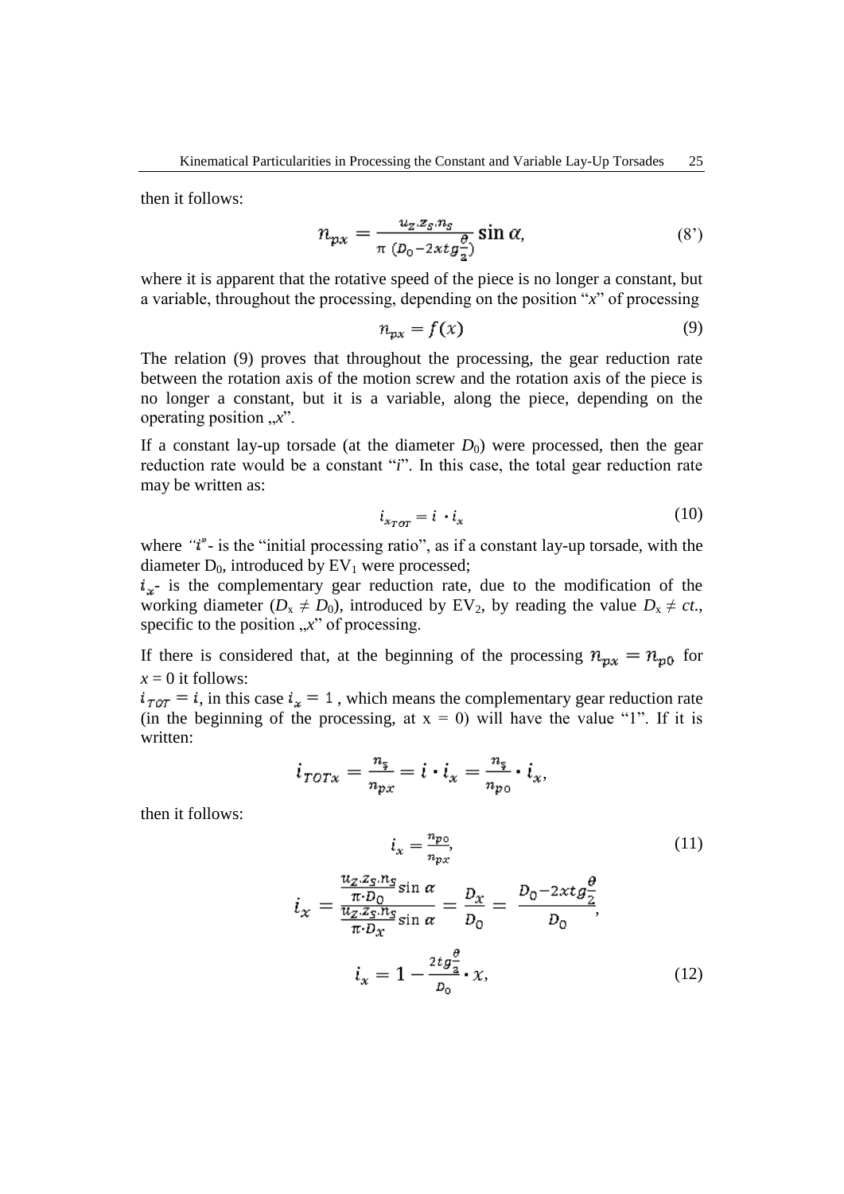then it follows:

$$n_{px} = \frac{u_z . z_s . n_s}{\pi \ (D_0 - 2xtg\frac{\theta}{2})} \sin \alpha, \tag{8'}$$

where it is apparent that the rotative speed of the piece is no longer a constant, but a variable, throughout the processing, depending on the position "*x*" of processing

$$n_{px} = f(x) \tag{9}$$

The relation (9) proves that throughout the processing, the gear reduction rate between the rotation axis of the motion screw and the rotation axis of the piece is no longer a constant, but it is a variable, along the piece, depending on the operating position „*x*".

If a constant lay-up torsade (at the diameter $D_0$) were processed, then the gear reduction rate would be a constant "*i*". In this case, the total gear reduction rate may be written as:

$$i_{x_{TOT}} = i \cdot i_x \tag{10}$$

where *"i"* - is the "initial processing ratio", as if a constant lay-up torsade, with the diameter $D_0$, introduced by $EV_1$ were processed;

$i_x$- is the complementary gear reduction rate, due to the modification of the working diameter ($D_x \neq D_0$), introduced by $EV_2$, by reading the value $D_x \neq ct.$, specific to the position „*x*" of processing.

If there is considered that, at the beginning of the processing $n_{px} = n_{p0}$ for $x = 0$ it follows:

$i_{TOT} = i$, in this case $i_x = 1$ , which means the complementary gear reduction rate (in the beginning of the processing, at x = 0) will have the value "1". If it is written:

$$i_{TOTx} = \frac{n_{\xi}}{n_{px}} = i \cdot i_x = \frac{n_{\xi}}{n_{p0}} \cdot i_x,$$

then it follows:

$$i_x = \frac{n_{p0}}{n_{px}}, \tag{11}$$

$$i_x = \frac{\frac{u_z . z_s . n_s}{\pi \cdot D_0} \sin \alpha}{\frac{u_z . z_s . n_s}{\pi \cdot D_x} \sin \alpha} = \frac{D_x}{D_0} = \frac{D_0 - 2xtg\frac{\theta}{2}}{D_0},$$

$$i_x = 1 - \frac{2tg\frac{\theta}{2}}{D_0} \cdot x, \tag{12}$$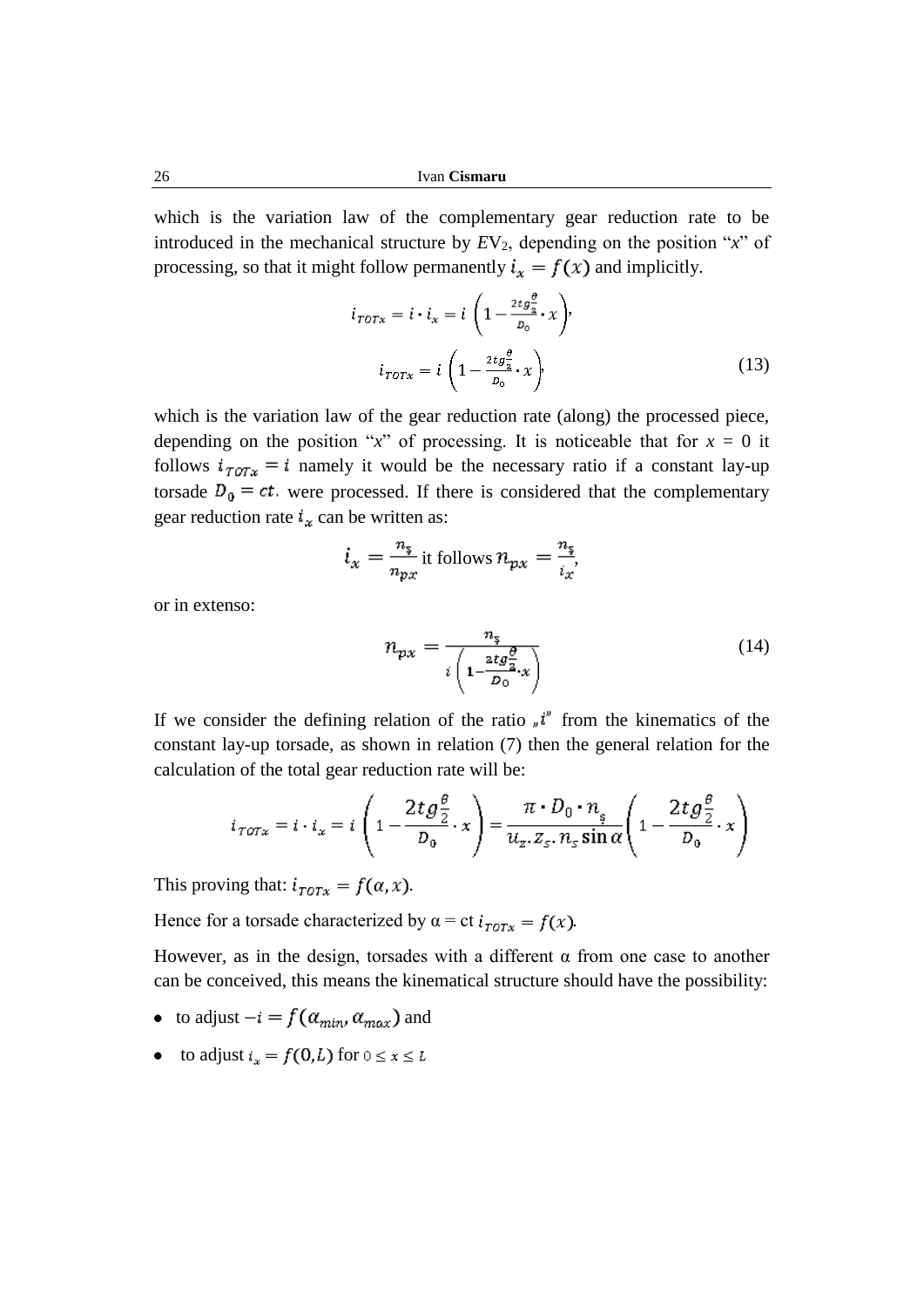which is the variation law of the complementary gear reduction rate to be introduced in the mechanical structure by $EV_2$, depending on the position "$x$" of processing, so that it might follow permanently $i_x = f(x)$ and implicitly.

$$i_{TOTx} = i \cdot i_x = i\left(1 - \frac{2tg\frac{\theta}{2}}{D_0} \cdot x\right),$$

$$i_{TOTx} = i\left(1 - \frac{2tg\frac{\theta}{2}}{D_0} \cdot x\right), \tag{13}$$

which is the variation law of the gear reduction rate (along) the processed piece, depending on the position "$x$" of processing. It is noticeable that for $x = 0$ it follows $i_{TOTx} = i$ namely it would be the necessary ratio if a constant lay-up torsade $D_0 = ct.$ were processed. If there is considered that the complementary gear reduction rate $i_x$ can be written as:

$$i_x = \frac{n_ş}{n_{px}} \text{ it follows } n_{px} = \frac{n_ş}{i_x},$$

or in extenso:

$$n_{px} = \frac{n_ş}{i\left(1 - \frac{2tg\frac{\theta}{2}}{D_0} \cdot x\right)} \tag{14}$$

If we consider the defining relation of the ratio „$i$" from the kinematics of the constant lay-up torsade, as shown in relation (7) then the general relation for the calculation of the total gear reduction rate will be:

$$i_{TOTx} = i \cdot i_x = i\left(1 - \frac{2tg\frac{\theta}{2}}{D_0} \cdot x\right) = \frac{\pi \cdot D_0 \cdot n_ş}{u_z . Z_S . n_s \sin\alpha}\left(1 - \frac{2tg\frac{\theta}{2}}{D_0} \cdot x\right)$$

This proving that: $i_{TOTx} = f(\alpha, x)$.

Hence for a torsade characterized by $\alpha$ = ct $i_{TOTx} = f(x)$.

However, as in the design, torsades with a different $\alpha$ from one case to another can be conceived, this means the kinematical structure should have the possibility:

- to adjust $-i = f(\alpha_{min}, \alpha_{max})$ and
- to adjust $i_x = f(0, L)$ for $0 \leq x \leq L$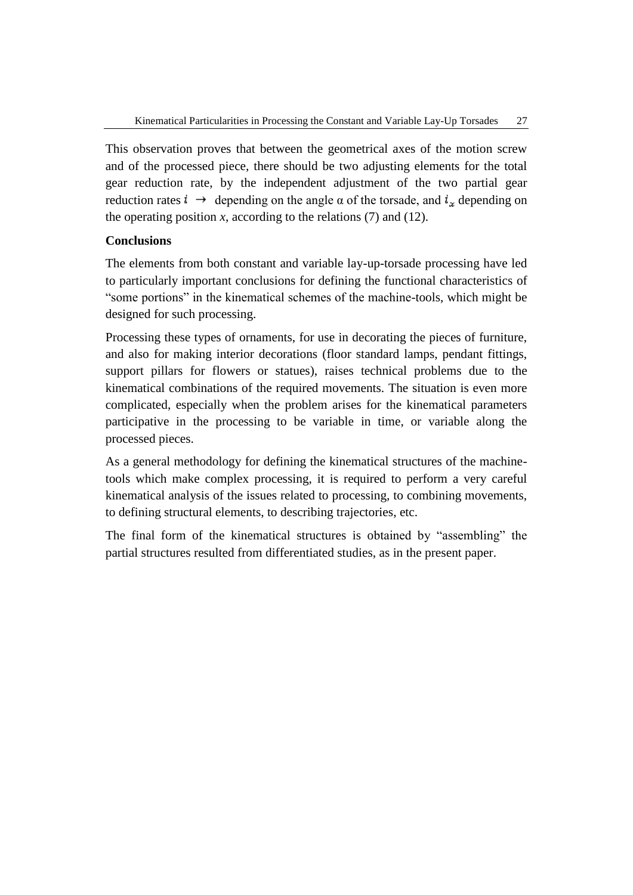This observation proves that between the geometrical axes of the motion screw and of the processed piece, there should be two adjusting elements for the total gear reduction rate, by the independent adjustment of the two partial gear reduction rates $i_{\alpha}$ depending on the angle α of the torsade, and $i_x$ depending on the operating position *x*, according to the relations (7) and (12).

**Conclusions**

The elements from both constant and variable lay-up-torsade processing have led to particularly important conclusions for defining the functional characteristics of "some portions" in the kinematical schemes of the machine-tools, which might be designed for such processing.

Processing these types of ornaments, for use in decorating the pieces of furniture, and also for making interior decorations (floor standard lamps, pendant fittings, support pillars for flowers or statues), raises technical problems due to the kinematical combinations of the required movements. The situation is even more complicated, especially when the problem arises for the kinematical parameters participative in the processing to be variable in time, or variable along the processed pieces.

As a general methodology for defining the kinematical structures of the machine-tools which make complex processing, it is required to perform a very careful kinematical analysis of the issues related to processing, to combining movements, to defining structural elements, to describing trajectories, etc.

The final form of the kinematical structures is obtained by "assembling" the partial structures resulted from differentiated studies, as in the present paper.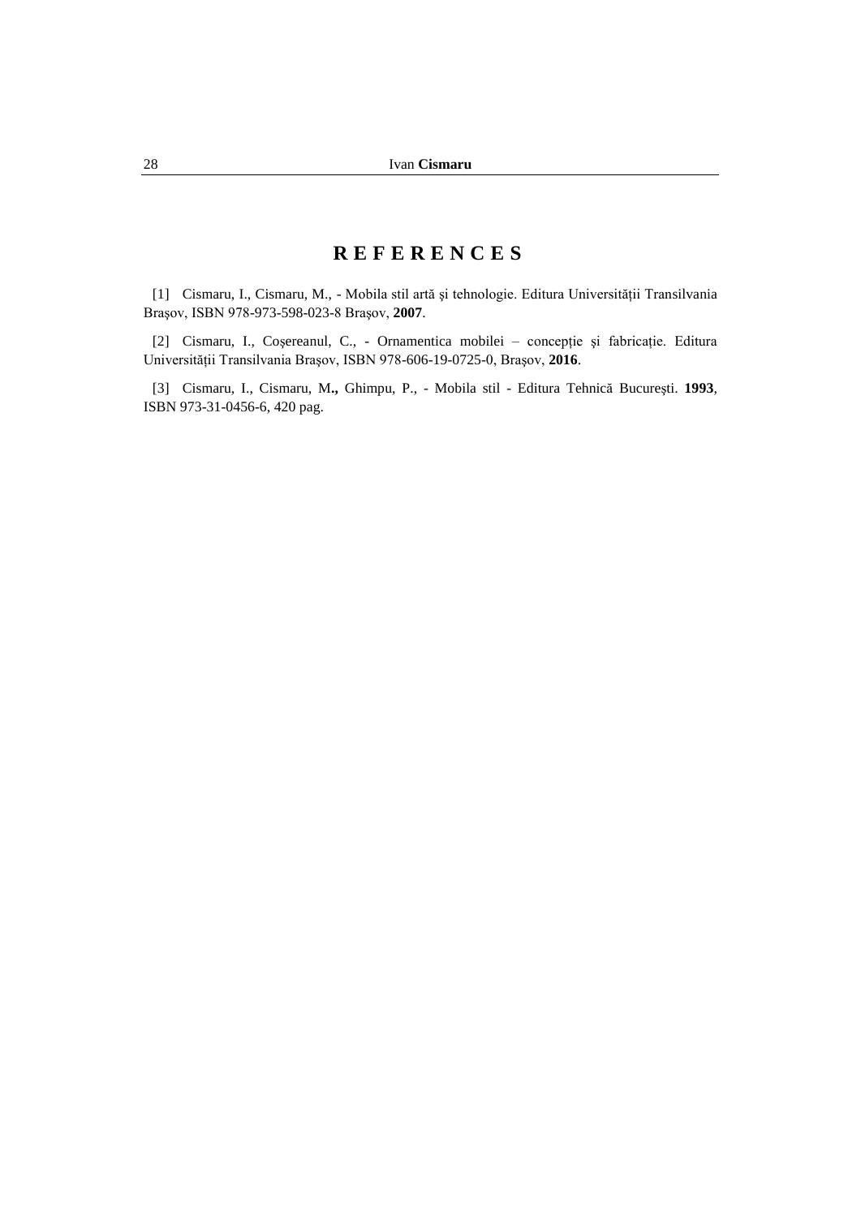## R E F E R E N C E S

[1] Cismaru, I., Cismaru, M., - Mobila stil artă şi tehnologie. Editura Universității Transilvania Braşov, ISBN 978-973-598-023-8 Braşov, **2007**.

[2] Cismaru, I., Coşereanul, C., - Ornamentica mobilei – concepție şi fabricație. Editura Universității Transilvania Braşov, ISBN 978-606-19-0725-0, Braşov, **2016**.

[3] Cismaru, I., Cismaru, M**.,** Ghimpu, P., - Mobila stil - Editura Tehnică Bucureşti. **1993**, ISBN 973-31-0456-6, 420 pag.